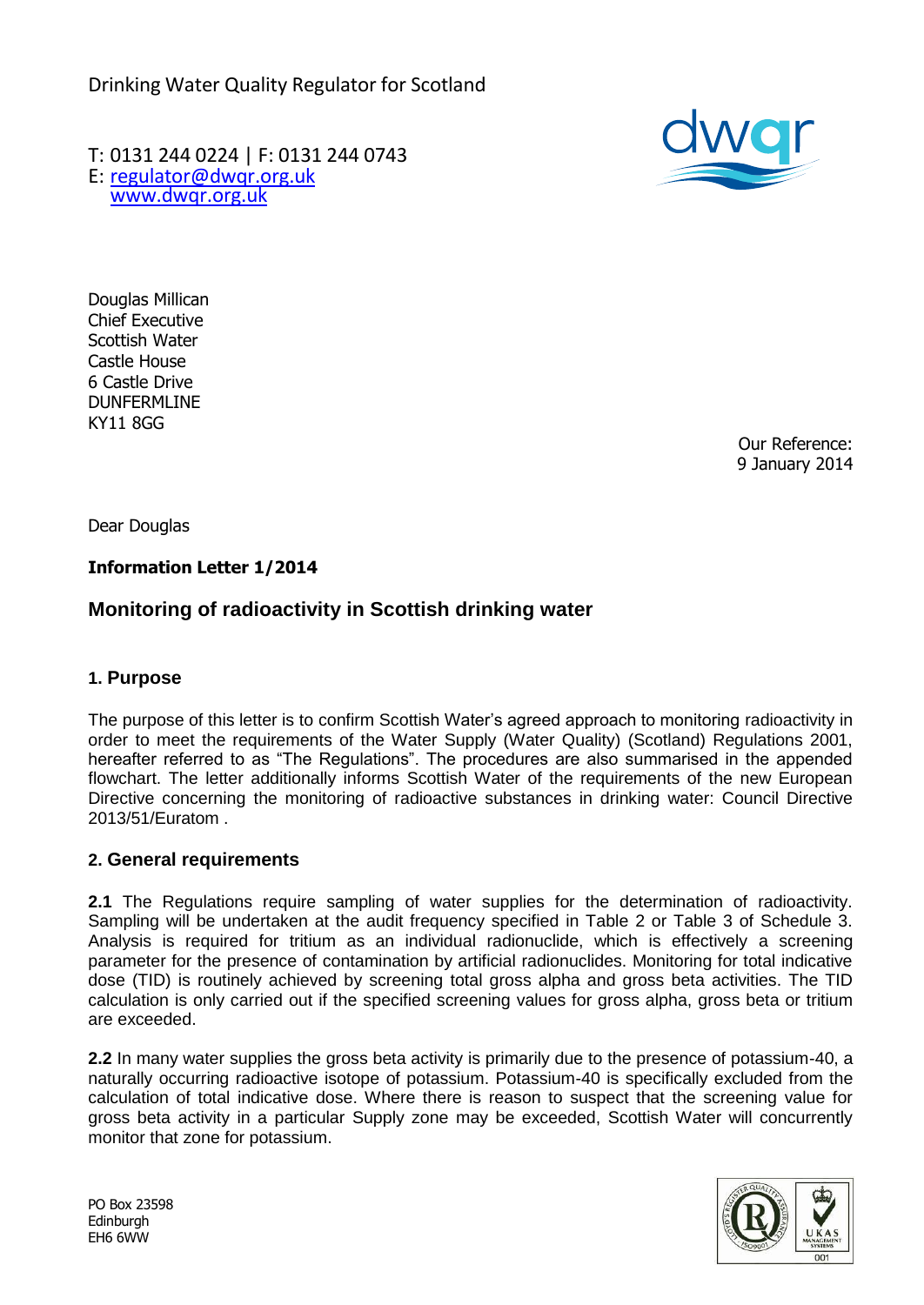Drinking Water Quality Regulator for Scotland

T: 0131 244 0224 | F: 0131 244 0743
E: regulator@dwqr.org.uk
www.dwqr.org.uk

Douglas Millican
Chief Executive
Scottish Water
Castle House
6 Castle Drive
DUNFERMLINE
KY11 8GG

Our Reference:
9 January 2014

Dear Douglas

**Information Letter 1/2014**

## Monitoring of radioactivity in Scottish drinking water

### 1. Purpose

The purpose of this letter is to confirm Scottish Water's agreed approach to monitoring radioactivity in order to meet the requirements of the Water Supply (Water Quality) (Scotland) Regulations 2001, hereafter referred to as "The Regulations". The procedures are also summarised in the appended flowchart. The letter additionally informs Scottish Water of the requirements of the new European Directive concerning the monitoring of radioactive substances in drinking water: Council Directive 2013/51/Euratom .

### 2. General requirements

**2.1** The Regulations require sampling of water supplies for the determination of radioactivity. Sampling will be undertaken at the audit frequency specified in Table 2 or Table 3 of Schedule 3. Analysis is required for tritium as an individual radionuclide, which is effectively a screening parameter for the presence of contamination by artificial radionuclides. Monitoring for total indicative dose (TID) is routinely achieved by screening total gross alpha and gross beta activities. The TID calculation is only carried out if the specified screening values for gross alpha, gross beta or tritium are exceeded.

**2.2** In many water supplies the gross beta activity is primarily due to the presence of potassium-40, a naturally occurring radioactive isotope of potassium. Potassium-40 is specifically excluded from the calculation of total indicative dose. Where there is reason to suspect that the screening value for gross beta activity in a particular Supply zone may be exceeded, Scottish Water will concurrently monitor that zone for potassium.

PO Box 23598
Edinburgh
EH6 6WW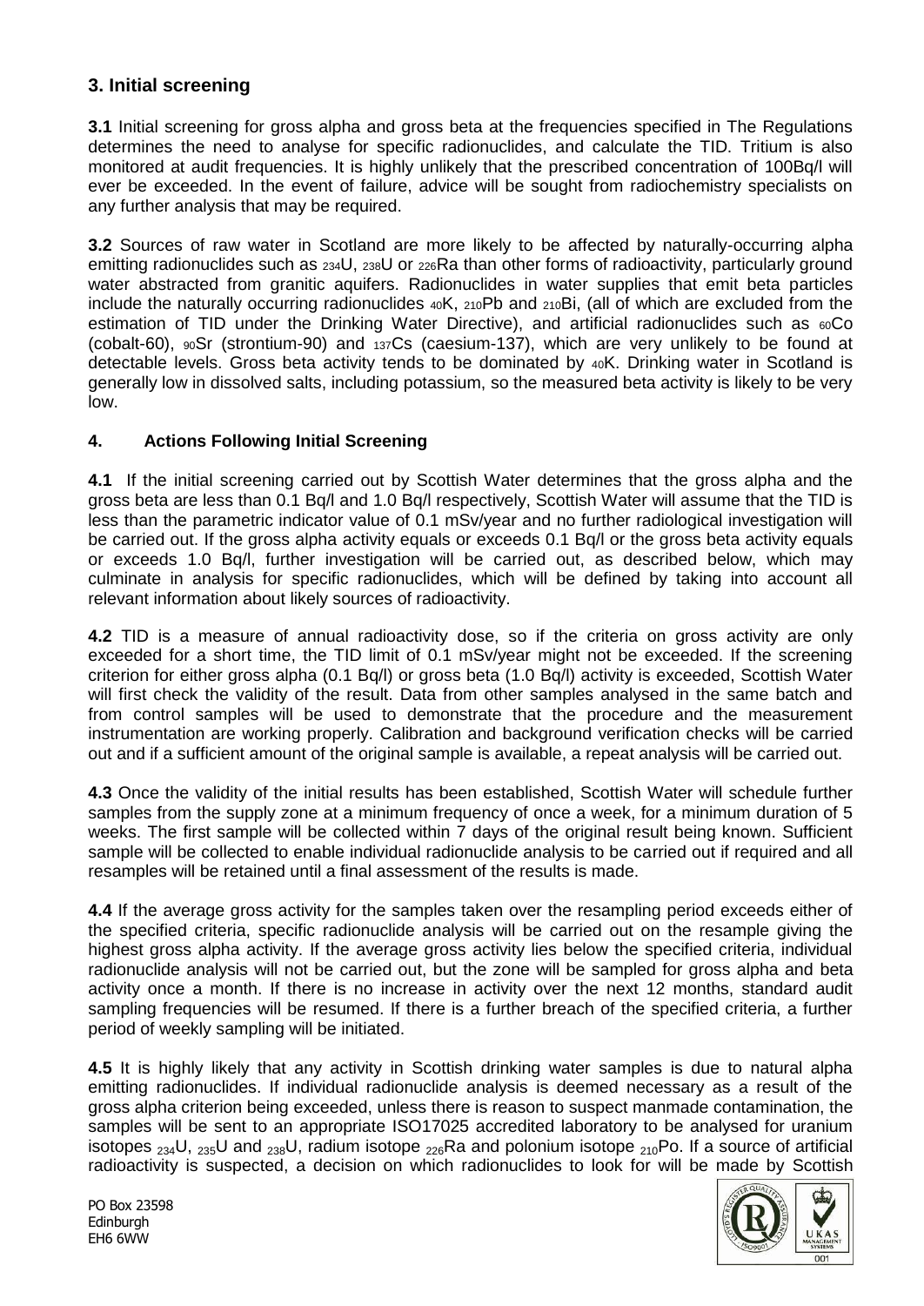## 3. Initial screening

**3.1** Initial screening for gross alpha and gross beta at the frequencies specified in The Regulations determines the need to analyse for specific radionuclides, and calculate the TID. Tritium is also monitored at audit frequencies. It is highly unlikely that the prescribed concentration of 100Bq/l will ever be exceeded. In the event of failure, advice will be sought from radiochemistry specialists on any further analysis that may be required.

**3.2** Sources of raw water in Scotland are more likely to be affected by naturally-occurring alpha emitting radionuclides such as $_{234}$U, $_{238}$U or $_{226}$Ra than other forms of radioactivity, particularly ground water abstracted from granitic aquifers. Radionuclides in water supplies that emit beta particles include the naturally occurring radionuclides $_{40}$K, $_{210}$Pb and $_{210}$Bi, (all of which are excluded from the estimation of TID under the Drinking Water Directive), and artificial radionuclides such as $_{60}$Co (cobalt-60), $_{90}$Sr (strontium-90) and $_{137}$Cs (caesium-137), which are very unlikely to be found at detectable levels. Gross beta activity tends to be dominated by $_{40}$K. Drinking water in Scotland is generally low in dissolved salts, including potassium, so the measured beta activity is likely to be very low.

## 4. Actions Following Initial Screening

**4.1** If the initial screening carried out by Scottish Water determines that the gross alpha and the gross beta are less than 0.1 Bq/l and 1.0 Bq/l respectively, Scottish Water will assume that the TID is less than the parametric indicator value of 0.1 mSv/year and no further radiological investigation will be carried out. If the gross alpha activity equals or exceeds 0.1 Bq/l or the gross beta activity equals or exceeds 1.0 Bq/l, further investigation will be carried out, as described below, which may culminate in analysis for specific radionuclides, which will be defined by taking into account all relevant information about likely sources of radioactivity.

**4.2** TID is a measure of annual radioactivity dose, so if the criteria on gross activity are only exceeded for a short time, the TID limit of 0.1 mSv/year might not be exceeded. If the screening criterion for either gross alpha (0.1 Bq/l) or gross beta (1.0 Bq/l) activity is exceeded, Scottish Water will first check the validity of the result. Data from other samples analysed in the same batch and from control samples will be used to demonstrate that the procedure and the measurement instrumentation are working properly. Calibration and background verification checks will be carried out and if a sufficient amount of the original sample is available, a repeat analysis will be carried out.

**4.3** Once the validity of the initial results has been established, Scottish Water will schedule further samples from the supply zone at a minimum frequency of once a week, for a minimum duration of 5 weeks. The first sample will be collected within 7 days of the original result being known. Sufficient sample will be collected to enable individual radionuclide analysis to be carried out if required and all resamples will be retained until a final assessment of the results is made.

**4.4** If the average gross activity for the samples taken over the resampling period exceeds either of the specified criteria, specific radionuclide analysis will be carried out on the resample giving the highest gross alpha activity. If the average gross activity lies below the specified criteria, individual radionuclide analysis will not be carried out, but the zone will be sampled for gross alpha and beta activity once a month. If there is no increase in activity over the next 12 months, standard audit sampling frequencies will be resumed. If there is a further breach of the specified criteria, a further period of weekly sampling will be initiated.

**4.5** It is highly likely that any activity in Scottish drinking water samples is due to natural alpha emitting radionuclides. If individual radionuclide analysis is deemed necessary as a result of the gross alpha criterion being exceeded, unless there is reason to suspect manmade contamination, the samples will be sent to an appropriate ISO17025 accredited laboratory to be analysed for uranium isotopes $_{234}$U, $_{235}$U and $_{238}$U, radium isotope $_{226}$Ra and polonium isotope $_{210}$Po. If a source of artificial radioactivity is suspected, a decision on which radionuclides to look for will be made by Scottish

PO Box 23598
Edinburgh
EH6 6WW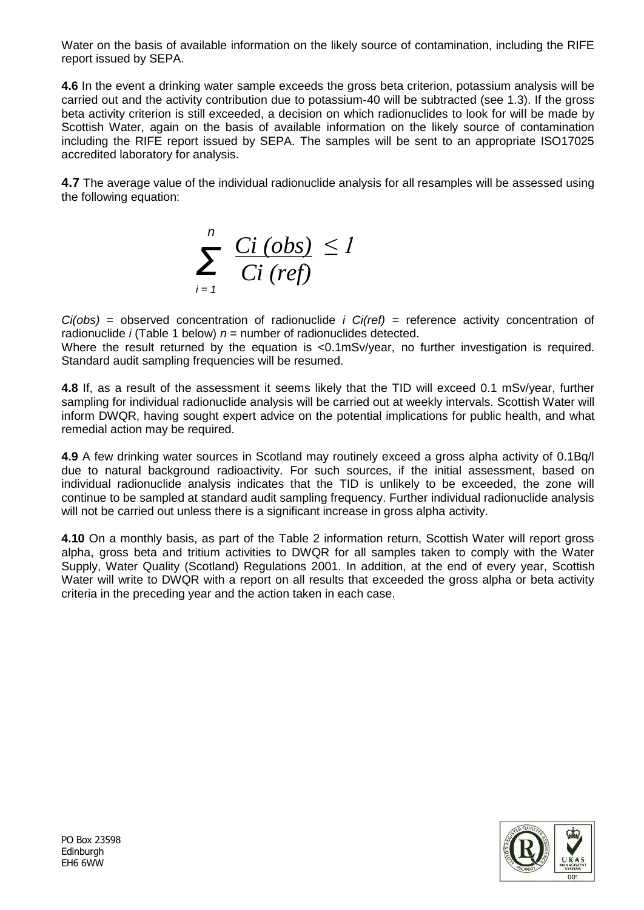Water on the basis of available information on the likely source of contamination, including the RIFE report issued by SEPA.

**4.6** In the event a drinking water sample exceeds the gross beta criterion, potassium analysis will be carried out and the activity contribution due to potassium-40 will be subtracted (see 1.3). If the gross beta activity criterion is still exceeded, a decision on which radionuclides to look for will be made by Scottish Water, again on the basis of available information on the likely source of contamination including the RIFE report issued by SEPA. The samples will be sent to an appropriate ISO17025 accredited laboratory for analysis.

**4.7** The average value of the individual radionuclide analysis for all resamples will be assessed using the following equation:

$$\sum_{i=1}^{n} \frac{Ci\ (obs)}{Ci\ (ref)} \leq 1$$

*Ci(obs)* = observed concentration of radionuclide *i* *Ci(ref)* = reference activity concentration of radionuclide *i* (Table 1 below) *n* = number of radionuclides detected.
Where the result returned by the equation is <0.1mSv/year, no further investigation is required. Standard audit sampling frequencies will be resumed.

**4.8** If, as a result of the assessment it seems likely that the TID will exceed 0.1 mSv/year, further sampling for individual radionuclide analysis will be carried out at weekly intervals. Scottish Water will inform DWQR, having sought expert advice on the potential implications for public health, and what remedial action may be required.

**4.9** A few drinking water sources in Scotland may routinely exceed a gross alpha activity of 0.1Bq/l due to natural background radioactivity. For such sources, if the initial assessment, based on individual radionuclide analysis indicates that the TID is unlikely to be exceeded, the zone will continue to be sampled at standard audit sampling frequency. Further individual radionuclide analysis will not be carried out unless there is a significant increase in gross alpha activity.

**4.10** On a monthly basis, as part of the Table 2 information return, Scottish Water will report gross alpha, gross beta and tritium activities to DWQR for all samples taken to comply with the Water Supply, Water Quality (Scotland) Regulations 2001. In addition, at the end of every year, Scottish Water will write to DWQR with a report on all results that exceeded the gross alpha or beta activity criteria in the preceding year and the action taken in each case.

PO Box 23598
Edinburgh
EH6 6WW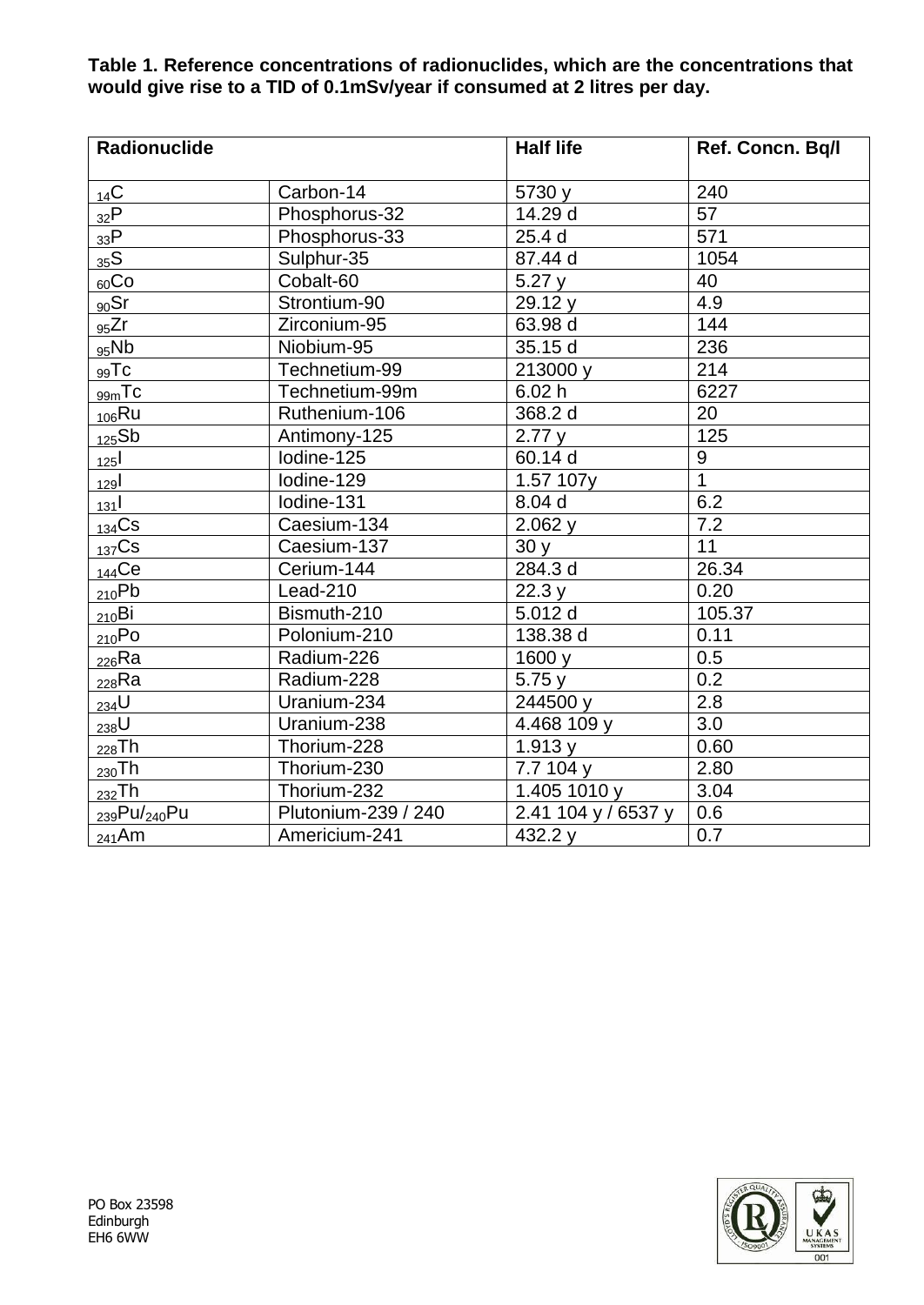**Table 1. Reference concentrations of radionuclides, which are the concentrations that would give rise to a TID of 0.1mSv/year if consumed at 2 litres per day.**

| Radionuclide | | Half life | Ref. Concn. Bq/l |
|---|---|---|---|
| $_{14}$C | Carbon-14 | 5730 y | 240 |
| $_{32}$P | Phosphorus-32 | 14.29 d | 57 |
| $_{33}$P | Phosphorus-33 | 25.4 d | 571 |
| $_{35}$S | Sulphur-35 | 87.44 d | 1054 |
| $_{60}$Co | Cobalt-60 | 5.27 y | 40 |
| $_{90}$Sr | Strontium-90 | 29.12 y | 4.9 |
| $_{95}$Zr | Zirconium-95 | 63.98 d | 144 |
| $_{95}$Nb | Niobium-95 | 35.15 d | 236 |
| $_{99}$Tc | Technetium-99 | 213000 y | 214 |
| $_{99m}$Tc | Technetium-99m | 6.02 h | 6227 |
| $_{106}$Ru | Ruthenium-106 | 368.2 d | 20 |
| $_{125}$Sb | Antimony-125 | 2.77 y | 125 |
| $_{125}$I | Iodine-125 | 60.14 d | 9 |
| $_{129}$I | Iodine-129 | 1.57 107y | 1 |
| $_{131}$I | Iodine-131 | 8.04 d | 6.2 |
| $_{134}$Cs | Caesium-134 | 2.062 y | 7.2 |
| $_{137}$Cs | Caesium-137 | 30 y | 11 |
| $_{144}$Ce | Cerium-144 | 284.3 d | 26.34 |
| $_{210}$Pb | Lead-210 | 22.3 y | 0.20 |
| $_{210}$Bi | Bismuth-210 | 5.012 d | 105.37 |
| $_{210}$Po | Polonium-210 | 138.38 d | 0.11 |
| $_{226}$Ra | Radium-226 | 1600 y | 0.5 |
| $_{228}$Ra | Radium-228 | 5.75 y | 0.2 |
| $_{234}$U | Uranium-234 | 244500 y | 2.8 |
| $_{238}$U | Uranium-238 | 4.468 109 y | 3.0 |
| $_{228}$Th | Thorium-228 | 1.913 y | 0.60 |
| $_{230}$Th | Thorium-230 | 7.7 104 y | 2.80 |
| $_{232}$Th | Thorium-232 | 1.405 1010 y | 3.04 |
| $_{239}$Pu/$_{240}$Pu | Plutonium-239 / 240 | 2.41 104 y / 6537 y | 0.6 |
| $_{241}$Am | Americium-241 | 432.2 y | 0.7 |

PO Box 23598
Edinburgh
EH6 6WW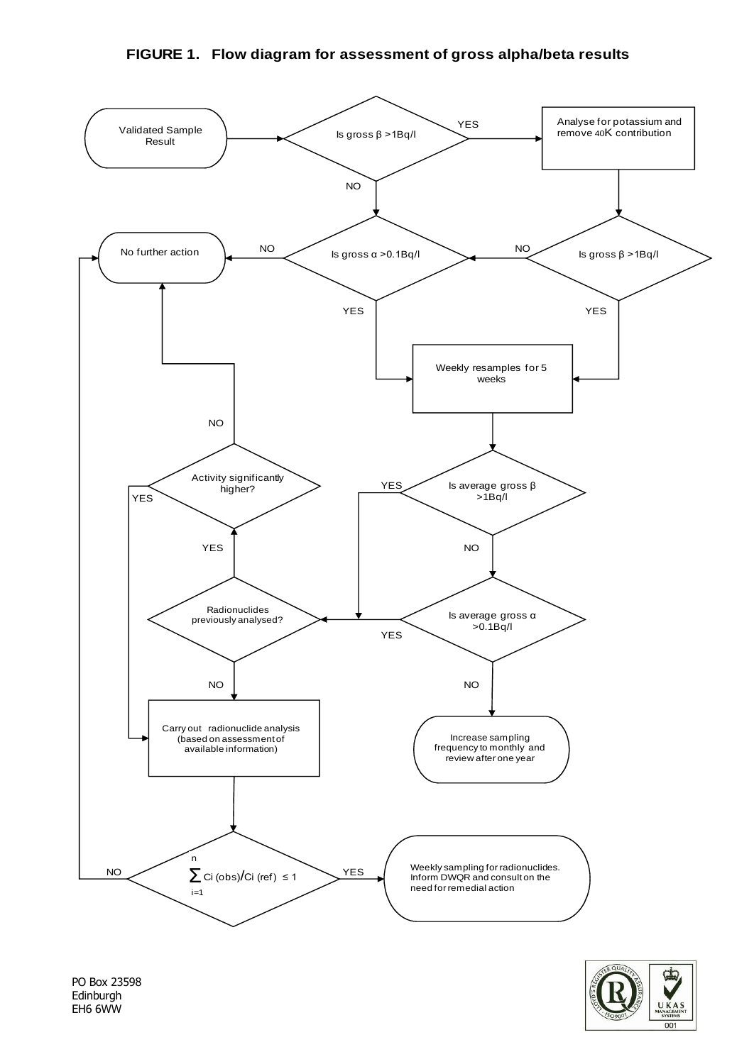# FIGURE 1. Flow diagram for assessment of gross alpha/beta results

Validated Sample Result

Is gross β >1Bq/l

YES

Analyse for potassium and remove $^{40}K$ contribution

NO

No further action

NO

Is gross α >0.1Bq/l

NO

Is gross β >1Bq/l

YES

YES

Weekly resamples for 5 weeks

NO

Activity significantly higher?

YES

YES

Is average gross β >1Bq/l

YES

NO

Radionuclides previously analysed?

Is average gross α >0.1Bq/l

YES

NO

NO

Carry out radionuclide analysis (based on assessment of available information)

Increase sampling frequency to monthly and review after one year

NO

$$\sum_{i=1}^{n} C_i(obs)/C_i(ref) \leq 1$$

YES

Weekly sampling for radionuclides. Inform DWQR and consult on the need for remedial action

PO Box 23598
Edinburgh
EH6 6WW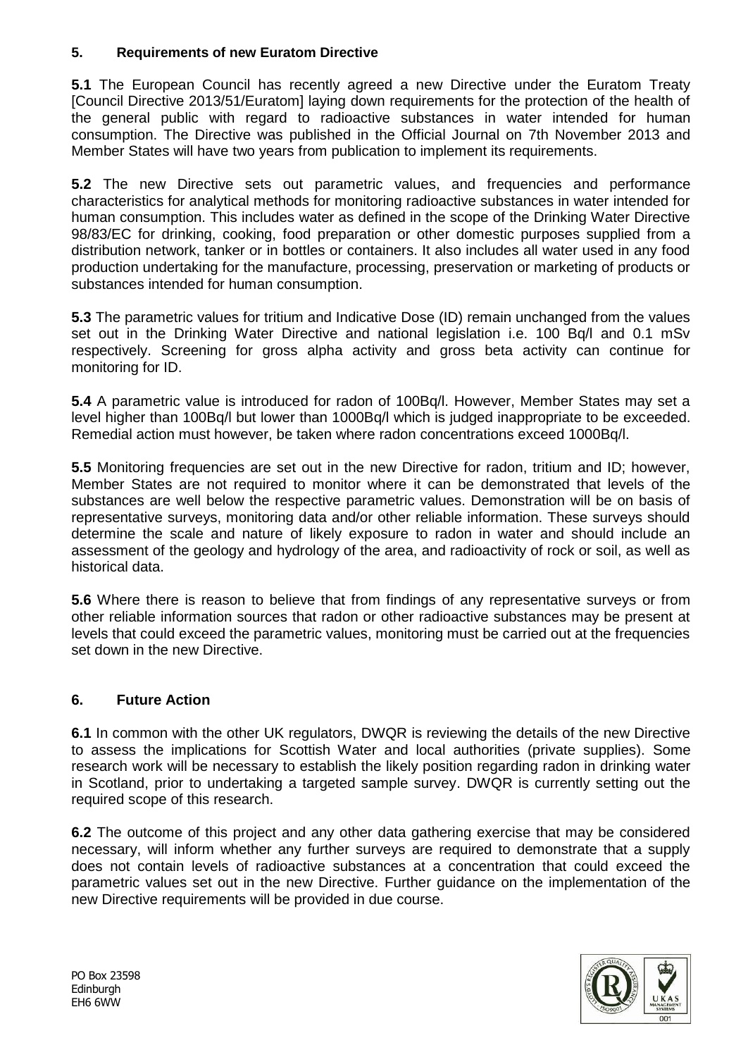## 5. Requirements of new Euratom Directive

**5.1** The European Council has recently agreed a new Directive under the Euratom Treaty [Council Directive 2013/51/Euratom] laying down requirements for the protection of the health of the general public with regard to radioactive substances in water intended for human consumption. The Directive was published in the Official Journal on 7th November 2013 and Member States will have two years from publication to implement its requirements.

**5.2** The new Directive sets out parametric values, and frequencies and performance characteristics for analytical methods for monitoring radioactive substances in water intended for human consumption. This includes water as defined in the scope of the Drinking Water Directive 98/83/EC for drinking, cooking, food preparation or other domestic purposes supplied from a distribution network, tanker or in bottles or containers. It also includes all water used in any food production undertaking for the manufacture, processing, preservation or marketing of products or substances intended for human consumption.

**5.3** The parametric values for tritium and Indicative Dose (ID) remain unchanged from the values set out in the Drinking Water Directive and national legislation i.e. 100 Bq/l and 0.1 mSv respectively. Screening for gross alpha activity and gross beta activity can continue for monitoring for ID.

**5.4** A parametric value is introduced for radon of 100Bq/l. However, Member States may set a level higher than 100Bq/l but lower than 1000Bq/l which is judged inappropriate to be exceeded. Remedial action must however, be taken where radon concentrations exceed 1000Bq/l.

**5.5** Monitoring frequencies are set out in the new Directive for radon, tritium and ID; however, Member States are not required to monitor where it can be demonstrated that levels of the substances are well below the respective parametric values. Demonstration will be on basis of representative surveys, monitoring data and/or other reliable information. These surveys should determine the scale and nature of likely exposure to radon in water and should include an assessment of the geology and hydrology of the area, and radioactivity of rock or soil, as well as historical data.

**5.6** Where there is reason to believe that from findings of any representative surveys or from other reliable information sources that radon or other radioactive substances may be present at levels that could exceed the parametric values, monitoring must be carried out at the frequencies set down in the new Directive.

## 6. Future Action

**6.1** In common with the other UK regulators, DWQR is reviewing the details of the new Directive to assess the implications for Scottish Water and local authorities (private supplies). Some research work will be necessary to establish the likely position regarding radon in drinking water in Scotland, prior to undertaking a targeted sample survey. DWQR is currently setting out the required scope of this research.

**6.2** The outcome of this project and any other data gathering exercise that may be considered necessary, will inform whether any further surveys are required to demonstrate that a supply does not contain levels of radioactive substances at a concentration that could exceed the parametric values set out in the new Directive. Further guidance on the implementation of the new Directive requirements will be provided in due course.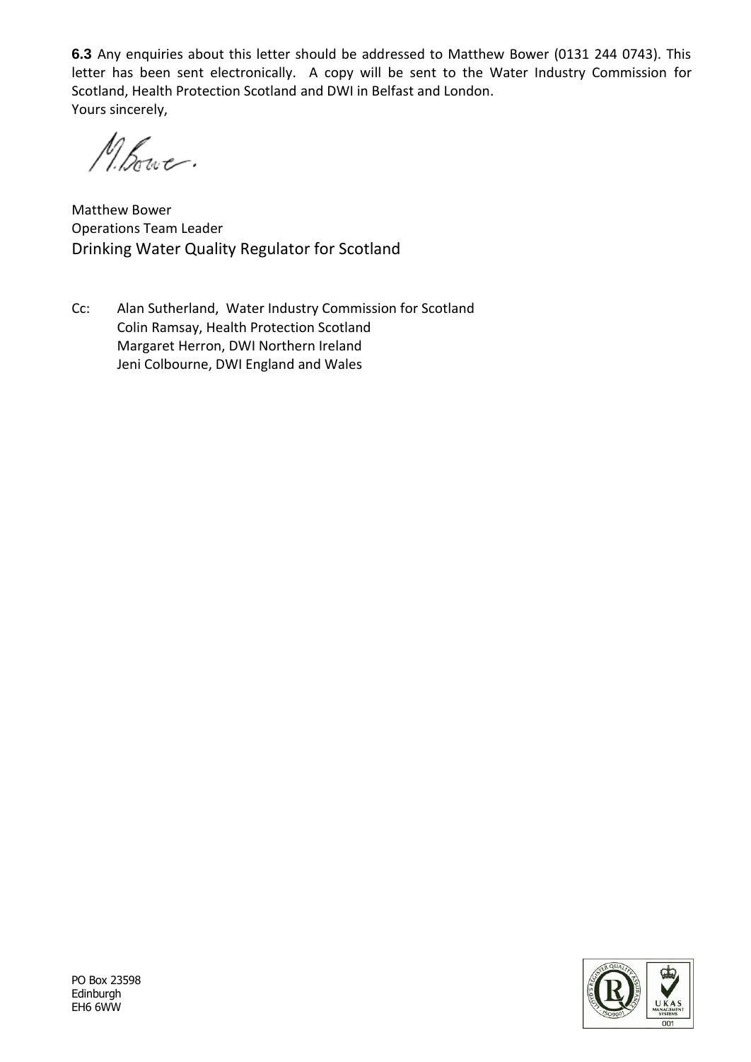**6.3** Any enquiries about this letter should be addressed to Matthew Bower (0131 244 0743). This letter has been sent electronically. A copy will be sent to the Water Industry Commission for Scotland, Health Protection Scotland and DWI in Belfast and London.

Yours sincerely,

M.Bowe.

Matthew Bower
Operations Team Leader
Drinking Water Quality Regulator for Scotland

Cc: Alan Sutherland, Water Industry Commission for Scotland
Colin Ramsay, Health Protection Scotland
Margaret Herron, DWI Northern Ireland
Jeni Colbourne, DWI England and Wales

PO Box 23598
Edinburgh
EH6 6WW